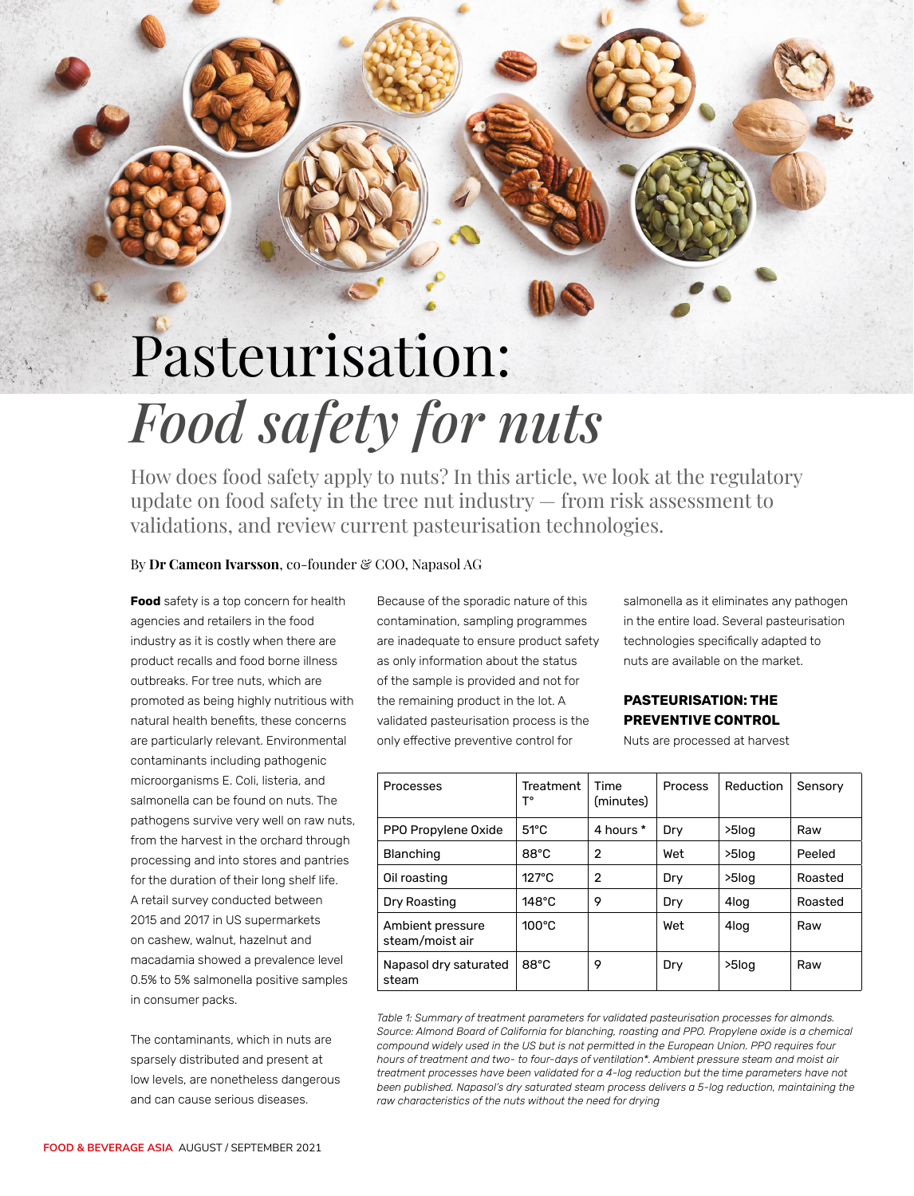# Pasteurisation: *Food safety for nuts*

How does food safety apply to nuts? In this article, we look at the regulatory update on food safety in the tree nut industry — from risk assessment to validations, and review current pasteurisation technologies.

By **Dr Cameon Ivarsson**, co-founder & COO, Napasol AG

**Food** safety is a top concern for health agencies and retailers in the food industry as it is costly when there are product recalls and food borne illness outbreaks. For tree nuts, which are promoted as being highly nutritious with natural health benefits, these concerns are particularly relevant. Environmental contaminants including pathogenic microorganisms E. Coli, listeria, and salmonella can be found on nuts. The pathogens survive very well on raw nuts, from the harvest in the orchard through processing and into stores and pantries for the duration of their long shelf life. A retail survey conducted between 2015 and 2017 in US supermarkets on cashew, walnut, hazelnut and macadamia showed a prevalence level 0.5% to 5% salmonella positive samples in consumer packs.

The contaminants, which in nuts are sparsely distributed and present at low levels, are nonetheless dangerous and can cause serious diseases. Because of the sporadic nature of this contamination, sampling programmes are inadequate to ensure product safety as only information about the status of the sample is provided and not for the remaining product in the lot. A validated pasteurisation process is the only effective preventive control for salmonella as it eliminates any pathogen in the entire load. Several pasteurisation technologies specifically adapted to nuts are available on the market.

## PASTEURISATION: THE PREVENTIVE CONTROL

Nuts are processed at harvest

| Processes | Treatment T° | Time (minutes) | Process | Reduction | Sensory |
|---|---|---|---|---|---|
| PPO Propylene Oxide | 51°C | 4 hours * | Dry | >5log | Raw |
| Blanching | 88°C | 2 | Wet | >5log | Peeled |
| Oil roasting | 127°C | 2 | Dry | >5log | Roasted |
| Dry Roasting | 148°C | 9 | Dry | 4log | Roasted |
| Ambient pressure steam/moist air | 100°C | | Wet | 4log | Raw |
| Napasol dry saturated steam | 88°C | 9 | Dry | >5log | Raw |

*Table 1: Summary of treatment parameters for validated pasteurisation processes for almonds. Source: Almond Board of California for blanching, roasting and PPO. Propylene oxide is a chemical compound widely used in the US but is not permitted in the European Union. PPO requires four hours of treatment and two- to four-days of ventilation*. Ambient pressure steam and moist air treatment processes have been validated for a 4-log reduction but the time parameters have not been published. Napasol's dry saturated steam process delivers a 5-log reduction, maintaining the raw characteristics of the nuts without the need for drying*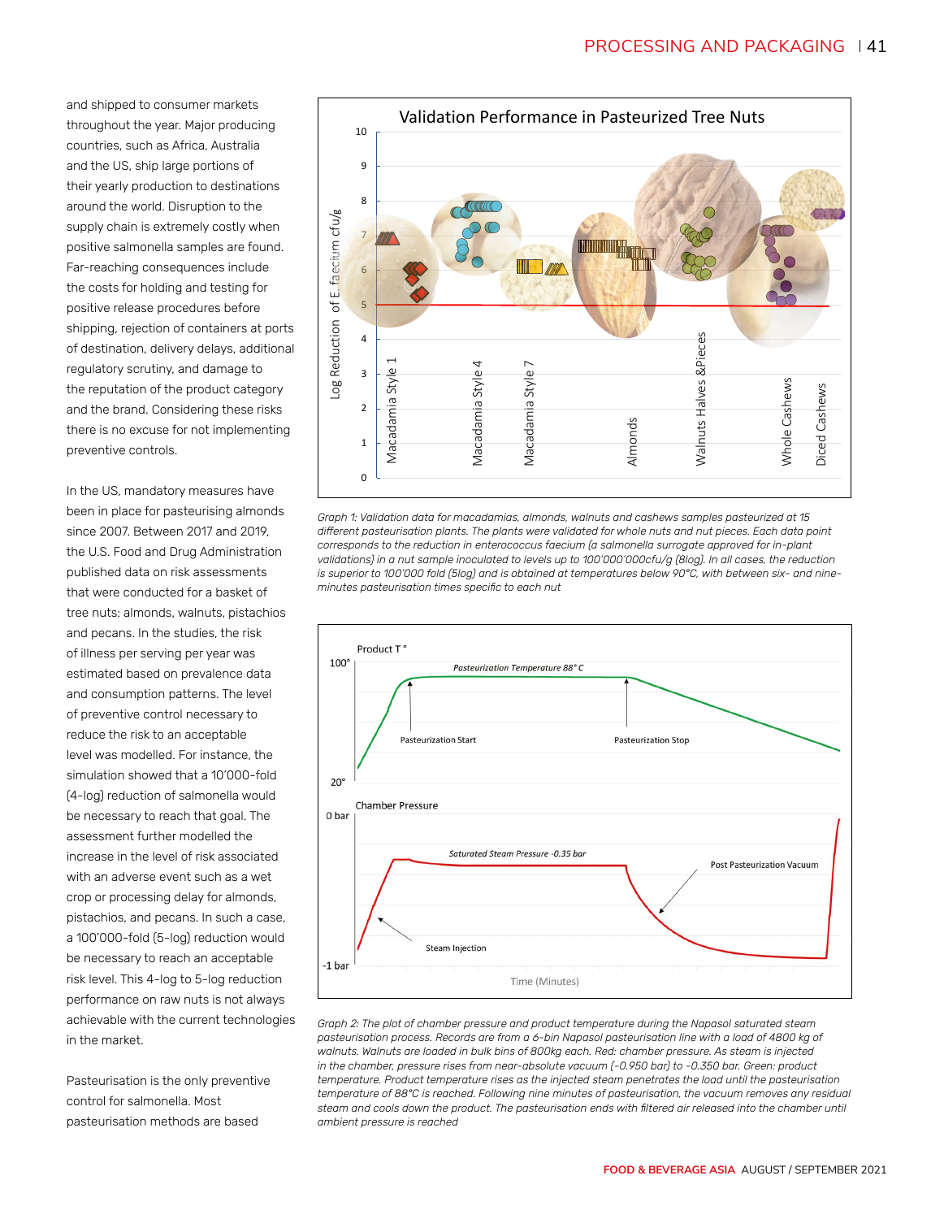and shipped to consumer markets throughout the year. Major producing countries, such as Africa, Australia and the US, ship large portions of their yearly production to destinations around the world. Disruption to the supply chain is extremely costly when positive salmonella samples are found. Far-reaching consequences include the costs for holding and testing for positive release procedures before shipping, rejection of containers at ports of destination, delivery delays, additional regulatory scrutiny, and damage to the reputation of the product category and the brand. Considering these risks there is no excuse for not implementing preventive controls.

In the US, mandatory measures have been in place for pasteurising almonds since 2007. Between 2017 and 2019, the U.S. Food and Drug Administration published data on risk assessments that were conducted for a basket of tree nuts: almonds, walnuts, pistachios and pecans. In the studies, the risk of illness per serving per year was estimated based on prevalence data and consumption patterns. The level of preventive control necessary to reduce the risk to an acceptable level was modelled. For instance, the simulation showed that a 10'000-fold (4-log) reduction of salmonella would be necessary to reach that goal. The assessment further modelled the increase in the level of risk associated with an adverse event such as a wet crop or processing delay for almonds, pistachios, and pecans. In such a case, a 100'000-fold (5-log) reduction would be necessary to reach an acceptable risk level. This 4-log to 5-log reduction performance on raw nuts is not always achievable with the current technologies in the market.

Pasteurisation is the only preventive control for salmonella. Most pasteurisation methods are based

*Graph 1: Validation data for macadamias, almonds, walnuts and cashews samples pasteurized at 15 different pasteurisation plants. The plants were validated for whole nuts and nut pieces. Each data point corresponds to the reduction in enterococcus faecium (a salmonella surrogate approved for in-plant validations) in a nut sample inoculated to levels up to 100'000'000cfu/g (8log). In all cases, the reduction is superior to 100'000 fold (5log) and is obtained at temperatures below 90°C, with between six- and nine-minutes pasteurisation times specific to each nut*

*Graph 2: The plot of chamber pressure and product temperature during the Napasol saturated steam pasteurisation process. Records are from a 6-bin Napasol pasteurisation line with a load of 4800 kg of walnuts. Walnuts are loaded in bulk bins of 800kg each. Red: chamber pressure. Green: product temperature. Product temperature rises as the injected steam penetrates the load until the pasteurisation temperature of 88°C is reached. Following nine minutes of pasteurisation, the vacuum removes any residual steam and cools down the product. The pasteurisation ends with filtered air released into the chamber until ambient pressure is reached*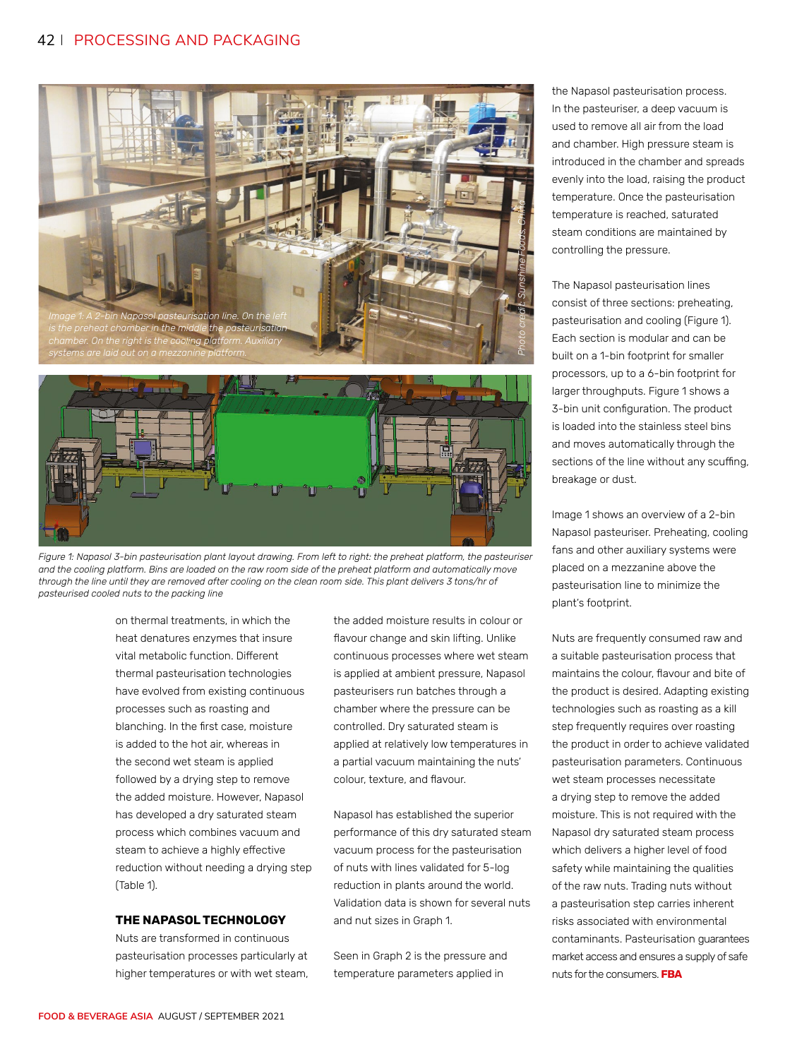Image 1: A 2-bin Napasol pasteurisation line. On the left is the preheat chamber in the middle the pasteurisation chamber. On the right is the cooling platform. Auxiliary systems are laid out on a mezzanine platform.

Photo credit: Sunshine Foods, Ohio

Figure 1: Napasol 3-bin pasteurisation plant layout drawing. From left to right: the preheat platform, the pasteuriser and the cooling platform. Bins are loaded on the raw room side of the preheat platform and automatically move through the line until they are removed after cooling on the clean room side. This plant delivers 3 tons/hr of pasteurised cooled nuts to the packing line

on thermal treatments, in which the heat denatures enzymes that insure vital metabolic function. Different thermal pasteurisation technologies have evolved from existing continuous processes such as roasting and blanching. In the first case, moisture is added to the hot air, whereas in the second wet steam is applied followed by a drying step to remove the added moisture. However, Napasol has developed a dry saturated steam process which combines vacuum and steam to achieve a highly effective reduction without needing a drying step (Table 1).

## THE NAPASOL TECHNOLOGY

Nuts are transformed in continuous pasteurisation processes particularly at higher temperatures or with wet steam, the added moisture results in colour or flavour change and skin lifting. Unlike continuous processes where wet steam is applied at ambient pressure, Napasol pasteurisers run batches through a chamber where the pressure can be controlled. Dry saturated steam is applied at relatively low temperatures in a partial vacuum maintaining the nuts' colour, texture, and flavour.

Napasol has established the superior performance of this dry saturated steam vacuum process for the pasteurisation of nuts with lines validated for 5-log reduction in plants around the world. Validation data is shown for several nuts and nut sizes in Graph 1.

Seen in Graph 2 is the pressure and temperature parameters applied in the Napasol pasteurisation process. In the pasteuriser, a deep vacuum is used to remove all air from the load and chamber. High pressure steam is introduced in the chamber and spreads evenly into the load, raising the product temperature. Once the pasteurisation temperature is reached, saturated steam conditions are maintained by controlling the pressure.

The Napasol pasteurisation lines consist of three sections: preheating, pasteurisation and cooling (Figure 1). Each section is modular and can be built on a 1-bin footprint for smaller processors, up to a 6-bin footprint for larger throughputs. Figure 1 shows a 3-bin unit configuration. The product is loaded into the stainless steel bins and moves automatically through the sections of the line without any scuffing, breakage or dust.

Image 1 shows an overview of a 2-bin Napasol pasteuriser. Preheating, cooling fans and other auxiliary systems were placed on a mezzanine above the pasteurisation line to minimize the plant's footprint.

Nuts are frequently consumed raw and a suitable pasteurisation process that maintains the colour, flavour and bite of the product is desired. Adapting existing technologies such as roasting as a kill step frequently requires over roasting the product in order to achieve validated pasteurisation parameters. Continuous wet steam processes necessitate a drying step to remove the added moisture. This is not required with the Napasol dry saturated steam process which delivers a higher level of food safety while maintaining the qualities of the raw nuts. Trading nuts without a pasteurisation step carries inherent risks associated with environmental contaminants. Pasteurisation guarantees market access and ensures a supply of safe nuts for the consumers. **FBA**